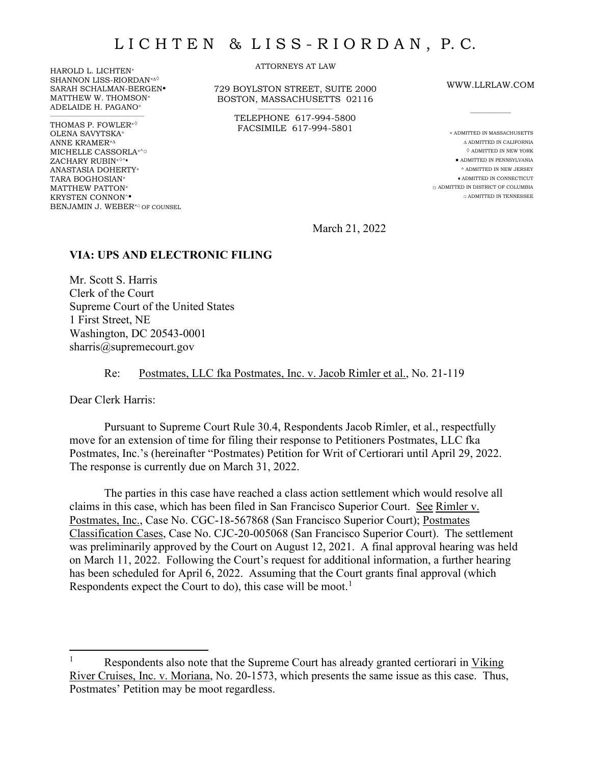# L I C H T E N & L I S S - R I O R D A N , P. C.

HAROLD L. LICHTEN×
SHANNON LISS-RIORDAN×Δ◊
SARAH SCHALMAN-BERGEN■
MATTHEW W. THOMSON×
ADELAIDE H. PAGANO×

THOMAS P. FOWLER×◊
OLENA SAVYTSKA×
ANNE KRAMER×Δ
MICHELLE CASSORLA×^☼
ZACHARY RUBIN×◊^♦
ANASTASIA DOHERTY×
TARA BOGHOSIAN×
MATTHEW PATTON×
KRYSTEN CONNON^■
BENJAMIN J. WEBER×□ OF COUNSEL

ATTORNEYS AT LAW

729 BOYLSTON STREET, SUITE 2000
BOSTON, MASSACHUSETTS 02116

TELEPHONE 617-994-5800
FACSIMILE 617-994-5801

WWW.LLRLAW.COM

× ADMITTED IN MASSACHUSETTS
Δ ADMITTED IN CALIFORNIA
◊ ADMITTED IN NEW YORK
■ ADMITTED IN PENNSYLVANIA
^ ADMITTED IN NEW JERSEY
♦ ADMITTED IN CONNECTICUT
☼ ADMITTED IN DISTRICT OF COLUMBIA
□ ADMITTED IN TENNESSEE

March 21, 2022

**VIA: UPS AND ELECTRONIC FILING**

Mr. Scott S. Harris
Clerk of the Court
Supreme Court of the United States
1 First Street, NE
Washington, DC 20543-0001
sharris@supremecourt.gov

Re: Postmates, LLC fka Postmates, Inc. v. Jacob Rimler et al., No. 21-119

Dear Clerk Harris:

Pursuant to Supreme Court Rule 30.4, Respondents Jacob Rimler, et al., respectfully move for an extension of time for filing their response to Petitioners Postmates, LLC fka Postmates, Inc.'s (hereinafter "Postmates) Petition for Writ of Certiorari until April 29, 2022. The response is currently due on March 31, 2022.

The parties in this case have reached a class action settlement which would resolve all claims in this case, which has been filed in San Francisco Superior Court. See Rimler v. Postmates, Inc., Case No. CGC-18-567868 (San Francisco Superior Court); Postmates Classification Cases, Case No. CJC-20-005068 (San Francisco Superior Court). The settlement was preliminarily approved by the Court on August 12, 2021. A final approval hearing was held on March 11, 2022. Following the Court's request for additional information, a further hearing has been scheduled for April 6, 2022. Assuming that the Court grants final approval (which Respondents expect the Court to do), this case will be moot.[1]

[1] Respondents also note that the Supreme Court has already granted certiorari in Viking River Cruises, Inc. v. Moriana, No. 20-1573, which presents the same issue as this case. Thus, Postmates' Petition may be moot regardless.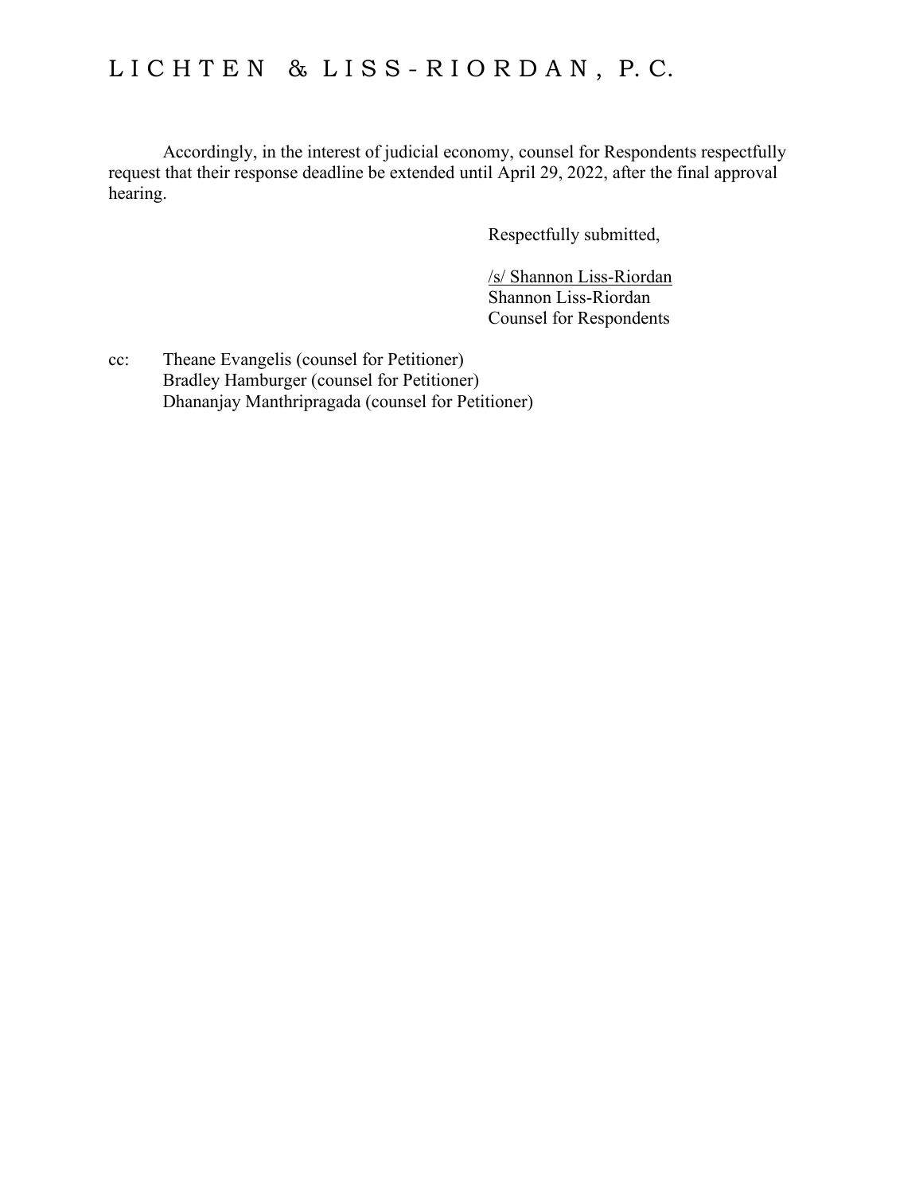Accordingly, in the interest of judicial economy, counsel for Respondents respectfully request that their response deadline be extended until April 29, 2022, after the final approval hearing.

Respectfully submitted,

/s/ Shannon Liss-Riordan
Shannon Liss-Riordan
Counsel for Respondents

cc: Theane Evangelis (counsel for Petitioner)
Bradley Hamburger (counsel for Petitioner)
Dhananjay Manthripragada (counsel for Petitioner)